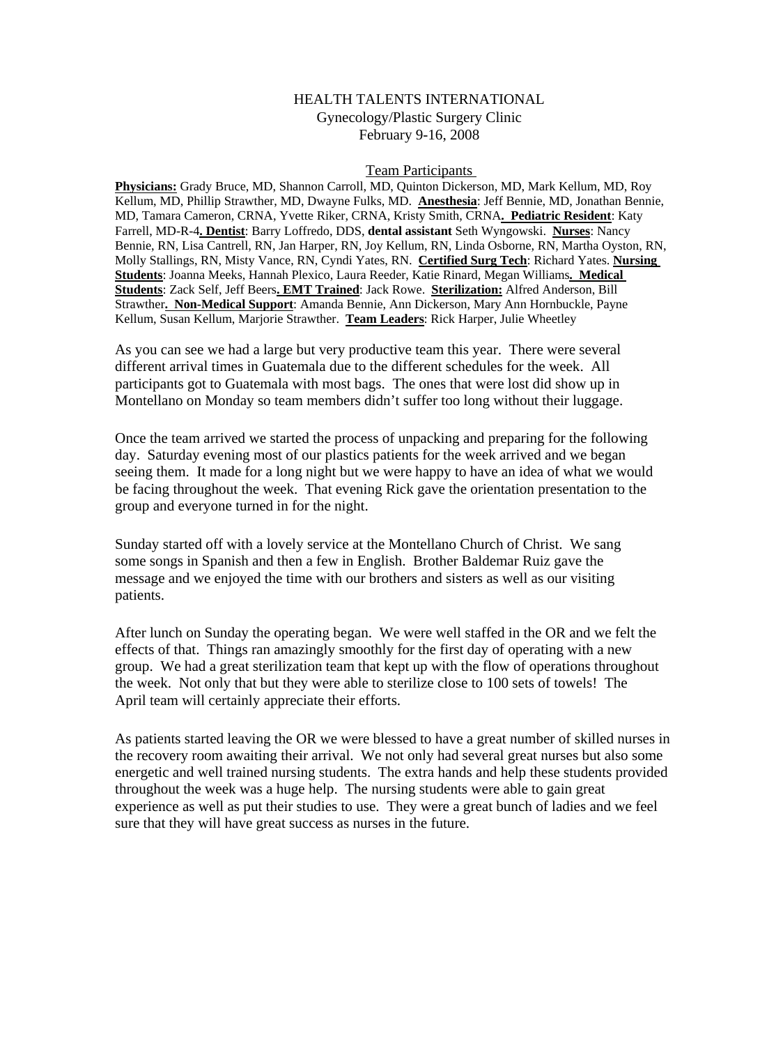# HEALTH TALENTS INTERNATIONAL

## Gynecology/Plastic Surgery Clinic

## February 9-16, 2008

### Team Participants

**Physicians:** Grady Bruce, MD, Shannon Carroll, MD, Quinton Dickerson, MD, Mark Kellum, MD, Roy Kellum, MD, Phillip Strawther, MD, Dwayne Fulks, MD. **Anesthesia**: Jeff Bennie, MD, Jonathan Bennie, MD, Tamara Cameron, CRNA, Yvette Riker, CRNA, Kristy Smith, CRNA**. Pediatric Resident**: Katy Farrell, MD-R-4**. Dentist**: Barry Loffredo, DDS, **dental assistant** Seth Wyngowski. **Nurses**: Nancy Bennie, RN, Lisa Cantrell, RN, Jan Harper, RN, Joy Kellum, RN, Linda Osborne, RN, Martha Oyston, RN, Molly Stallings, RN, Misty Vance, RN, Cyndi Yates, RN. **Certified Surg Tech**: Richard Yates. **Nursing Students**: Joanna Meeks, Hannah Plexico, Laura Reeder, Katie Rinard, Megan Williams**. Medical Students**: Zack Self, Jeff Beers**. EMT Trained**: Jack Rowe. **Sterilization:** Alfred Anderson, Bill Strawther**. Non-Medical Support**: Amanda Bennie, Ann Dickerson, Mary Ann Hornbuckle, Payne Kellum, Susan Kellum, Marjorie Strawther. **Team Leaders**: Rick Harper, Julie Wheetley

As you can see we had a large but very productive team this year. There were several different arrival times in Guatemala due to the different schedules for the week. All participants got to Guatemala with most bags. The ones that were lost did show up in Montellano on Monday so team members didn't suffer too long without their luggage.

Once the team arrived we started the process of unpacking and preparing for the following day. Saturday evening most of our plastics patients for the week arrived and we began seeing them. It made for a long night but we were happy to have an idea of what we would be facing throughout the week. That evening Rick gave the orientation presentation to the group and everyone turned in for the night.

Sunday started off with a lovely service at the Montellano Church of Christ. We sang some songs in Spanish and then a few in English. Brother Baldemar Ruiz gave the message and we enjoyed the time with our brothers and sisters as well as our visiting patients.

After lunch on Sunday the operating began. We were well staffed in the OR and we felt the effects of that. Things ran amazingly smoothly for the first day of operating with a new group. We had a great sterilization team that kept up with the flow of operations throughout the week. Not only that but they were able to sterilize close to 100 sets of towels! The April team will certainly appreciate their efforts.

As patients started leaving the OR we were blessed to have a great number of skilled nurses in the recovery room awaiting their arrival. We not only had several great nurses but also some energetic and well trained nursing students. The extra hands and help these students provided throughout the week was a huge help. The nursing students were able to gain great experience as well as put their studies to use. They were a great bunch of ladies and we feel sure that they will have great success as nurses in the future.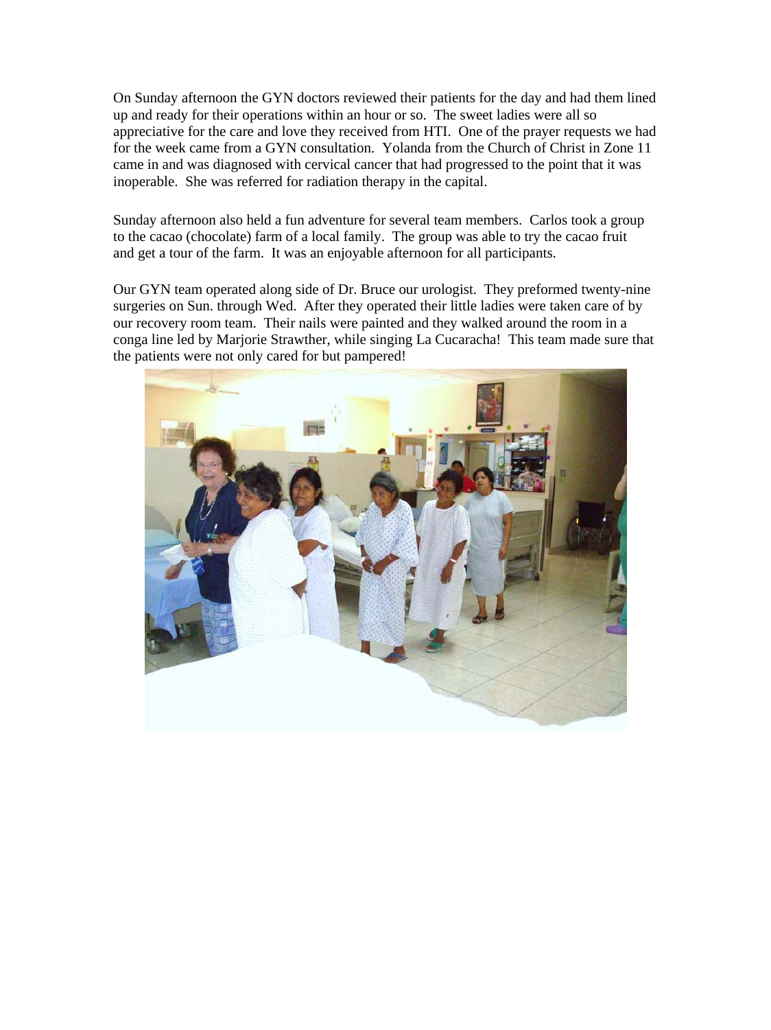On Sunday afternoon the GYN doctors reviewed their patients for the day and had them lined up and ready for their operations within an hour or so. The sweet ladies were all so appreciative for the care and love they received from HTI. One of the prayer requests we had for the week came from a GYN consultation. Yolanda from the Church of Christ in Zone 11 came in and was diagnosed with cervical cancer that had progressed to the point that it was inoperable. She was referred for radiation therapy in the capital.

Sunday afternoon also held a fun adventure for several team members. Carlos took a group to the cacao (chocolate) farm of a local family. The group was able to try the cacao fruit and get a tour of the farm. It was an enjoyable afternoon for all participants.

Our GYN team operated along side of Dr. Bruce our urologist. They preformed twenty-nine surgeries on Sun. through Wed. After they operated their little ladies were taken care of by our recovery room team. Their nails were painted and they walked around the room in a conga line led by Marjorie Strawther, while singing La Cucaracha! This team made sure that the patients were not only cared for but pampered!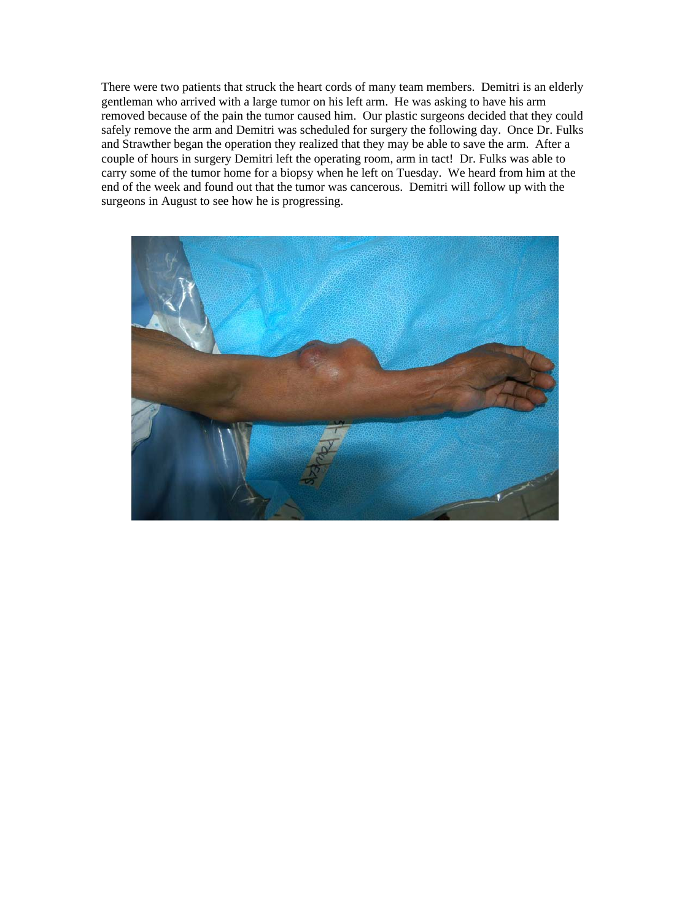There were two patients that struck the heart cords of many team members. Demitri is an elderly gentleman who arrived with a large tumor on his left arm. He was asking to have his arm removed because of the pain the tumor caused him. Our plastic surgeons decided that they could safely remove the arm and Demitri was scheduled for surgery the following day. Once Dr. Fulks and Strawther began the operation they realized that they may be able to save the arm. After a couple of hours in surgery Demitri left the operating room, arm in tact! Dr. Fulks was able to carry some of the tumor home for a biopsy when he left on Tuesday. We heard from him at the end of the week and found out that the tumor was cancerous. Demitri will follow up with the surgeons in August to see how he is progressing.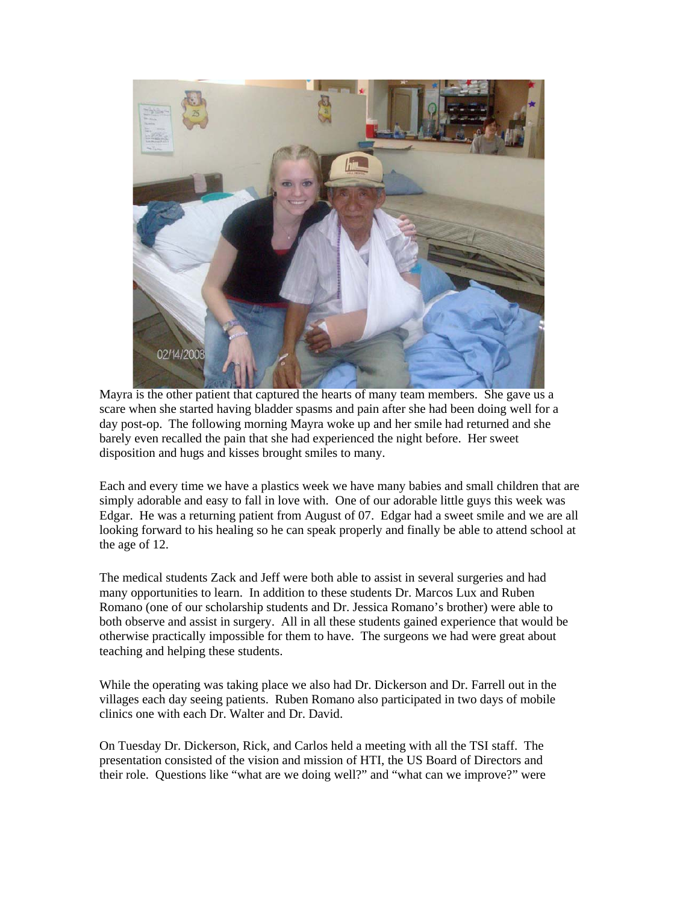Mayra is the other patient that captured the hearts of many team members. She gave us a scare when she started having bladder spasms and pain after she had been doing well for a day post-op. The following morning Mayra woke up and her smile had returned and she barely even recalled the pain that she had experienced the night before. Her sweet disposition and hugs and kisses brought smiles to many.

Each and every time we have a plastics week we have many babies and small children that are simply adorable and easy to fall in love with. One of our adorable little guys this week was Edgar. He was a returning patient from August of 07. Edgar had a sweet smile and we are all looking forward to his healing so he can speak properly and finally be able to attend school at the age of 12.

The medical students Zack and Jeff were both able to assist in several surgeries and had many opportunities to learn. In addition to these students Dr. Marcos Lux and Ruben Romano (one of our scholarship students and Dr. Jessica Romano's brother) were able to both observe and assist in surgery. All in all these students gained experience that would be otherwise practically impossible for them to have. The surgeons we had were great about teaching and helping these students.

While the operating was taking place we also had Dr. Dickerson and Dr. Farrell out in the villages each day seeing patients. Ruben Romano also participated in two days of mobile clinics one with each Dr. Walter and Dr. David.

On Tuesday Dr. Dickerson, Rick, and Carlos held a meeting with all the TSI staff. The presentation consisted of the vision and mission of HTI, the US Board of Directors and their role. Questions like "what are we doing well?" and "what can we improve?" were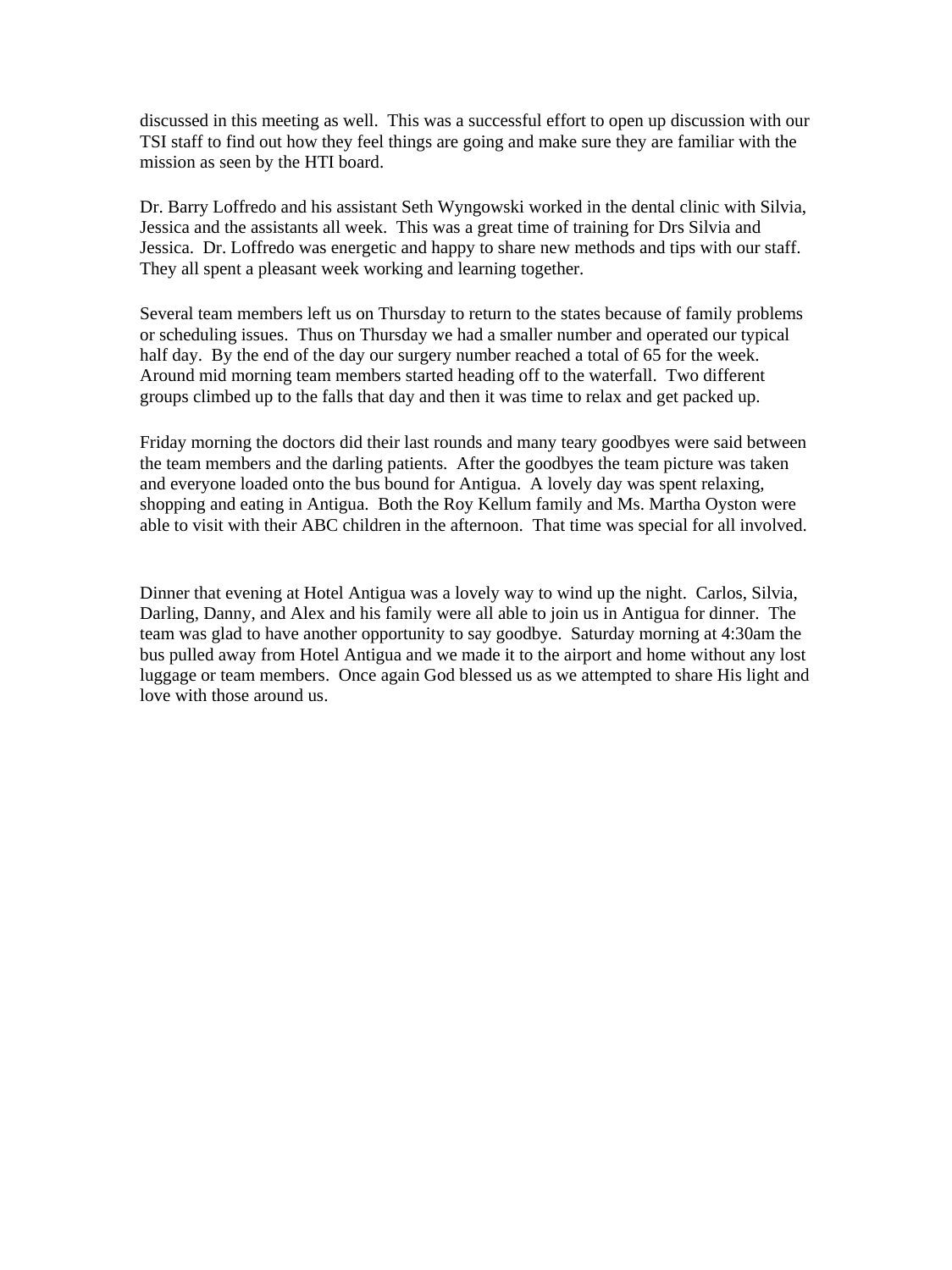discussed in this meeting as well. This was a successful effort to open up discussion with our TSI staff to find out how they feel things are going and make sure they are familiar with the mission as seen by the HTI board.

Dr. Barry Loffredo and his assistant Seth Wyngowski worked in the dental clinic with Silvia, Jessica and the assistants all week. This was a great time of training for Drs Silvia and Jessica. Dr. Loffredo was energetic and happy to share new methods and tips with our staff. They all spent a pleasant week working and learning together.

Several team members left us on Thursday to return to the states because of family problems or scheduling issues. Thus on Thursday we had a smaller number and operated our typical half day. By the end of the day our surgery number reached a total of 65 for the week. Around mid morning team members started heading off to the waterfall. Two different groups climbed up to the falls that day and then it was time to relax and get packed up.

Friday morning the doctors did their last rounds and many teary goodbyes were said between the team members and the darling patients. After the goodbyes the team picture was taken and everyone loaded onto the bus bound for Antigua. A lovely day was spent relaxing, shopping and eating in Antigua. Both the Roy Kellum family and Ms. Martha Oyston were able to visit with their ABC children in the afternoon. That time was special for all involved.

Dinner that evening at Hotel Antigua was a lovely way to wind up the night. Carlos, Silvia, Darling, Danny, and Alex and his family were all able to join us in Antigua for dinner. The team was glad to have another opportunity to say goodbye. Saturday morning at 4:30am the bus pulled away from Hotel Antigua and we made it to the airport and home without any lost luggage or team members. Once again God blessed us as we attempted to share His light and love with those around us.